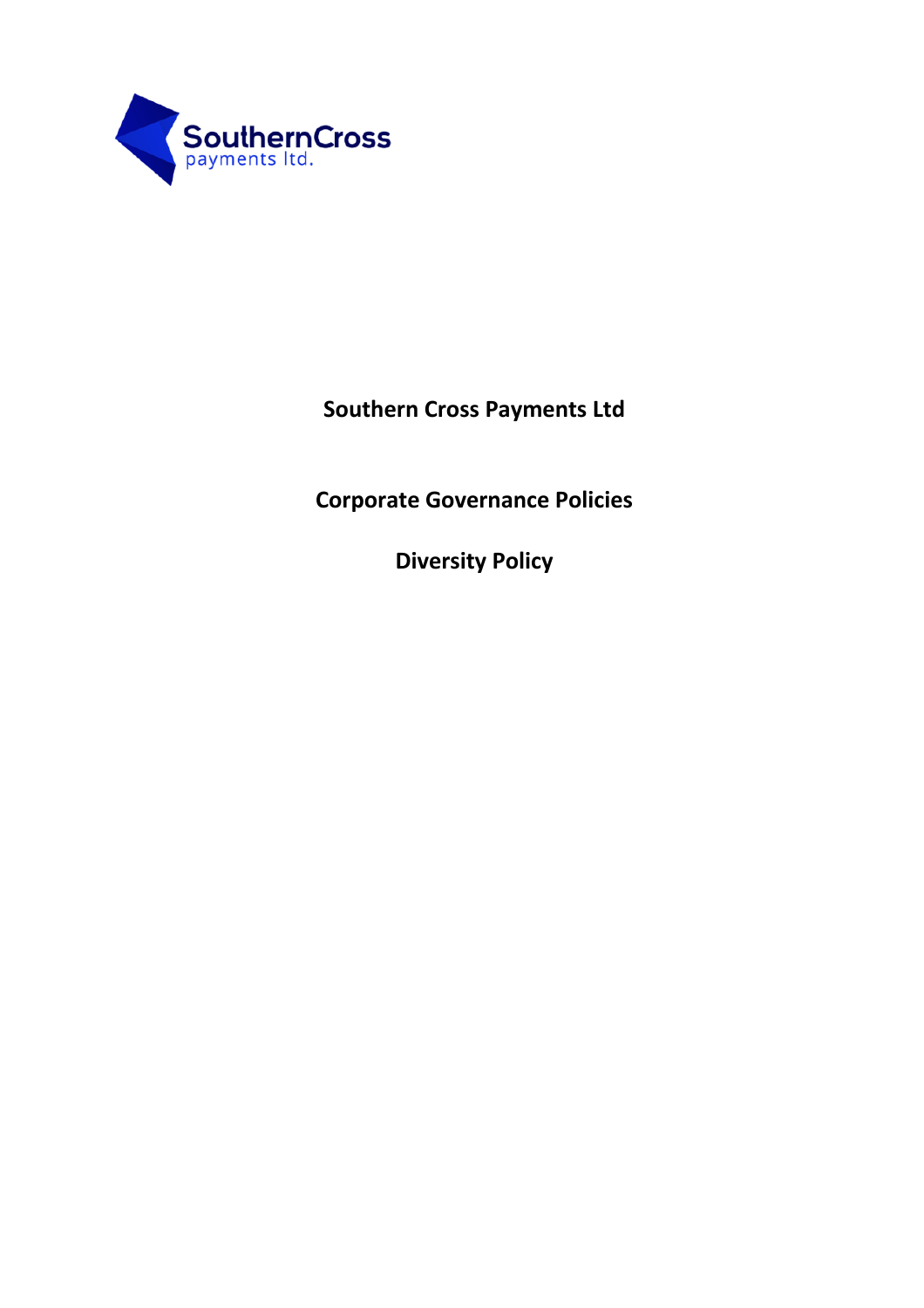# Southern Cross Payments Ltd

## Corporate Governance Policies

## Diversity Policy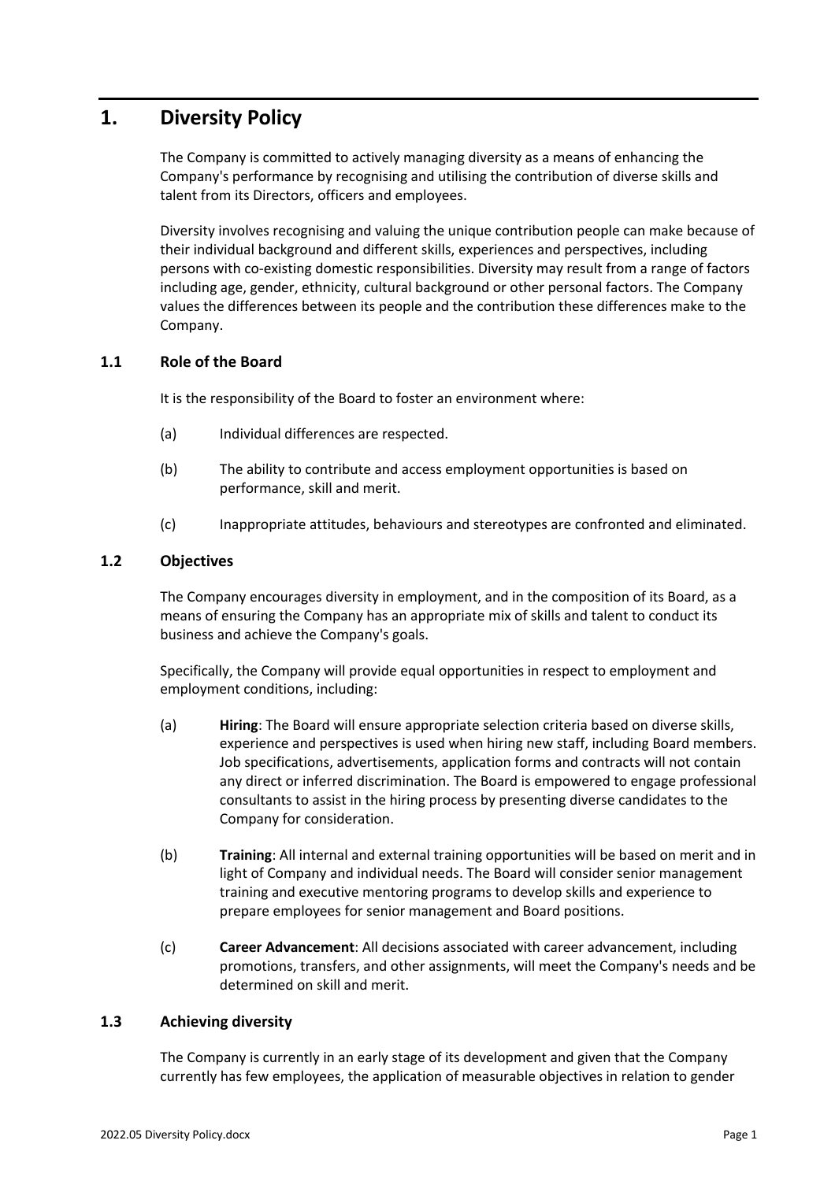# 1. Diversity Policy

The Company is committed to actively managing diversity as a means of enhancing the Company's performance by recognising and utilising the contribution of diverse skills and talent from its Directors, officers and employees.

Diversity involves recognising and valuing the unique contribution people can make because of their individual background and different skills, experiences and perspectives, including persons with co-existing domestic responsibilities. Diversity may result from a range of factors including age, gender, ethnicity, cultural background or other personal factors. The Company values the differences between its people and the contribution these differences make to the Company.

## 1.1 Role of the Board

It is the responsibility of the Board to foster an environment where:

(a) Individual differences are respected.

(b) The ability to contribute and access employment opportunities is based on performance, skill and merit.

(c) Inappropriate attitudes, behaviours and stereotypes are confronted and eliminated.

## 1.2 Objectives

The Company encourages diversity in employment, and in the composition of its Board, as a means of ensuring the Company has an appropriate mix of skills and talent to conduct its business and achieve the Company's goals.

Specifically, the Company will provide equal opportunities in respect to employment and employment conditions, including:

(a) **Hiring**: The Board will ensure appropriate selection criteria based on diverse skills, experience and perspectives is used when hiring new staff, including Board members. Job specifications, advertisements, application forms and contracts will not contain any direct or inferred discrimination. The Board is empowered to engage professional consultants to assist in the hiring process by presenting diverse candidates to the Company for consideration.

(b) **Training**: All internal and external training opportunities will be based on merit and in light of Company and individual needs. The Board will consider senior management training and executive mentoring programs to develop skills and experience to prepare employees for senior management and Board positions.

(c) **Career Advancement**: All decisions associated with career advancement, including promotions, transfers, and other assignments, will meet the Company's needs and be determined on skill and merit.

## 1.3 Achieving diversity

The Company is currently in an early stage of its development and given that the Company currently has few employees, the application of measurable objectives in relation to gender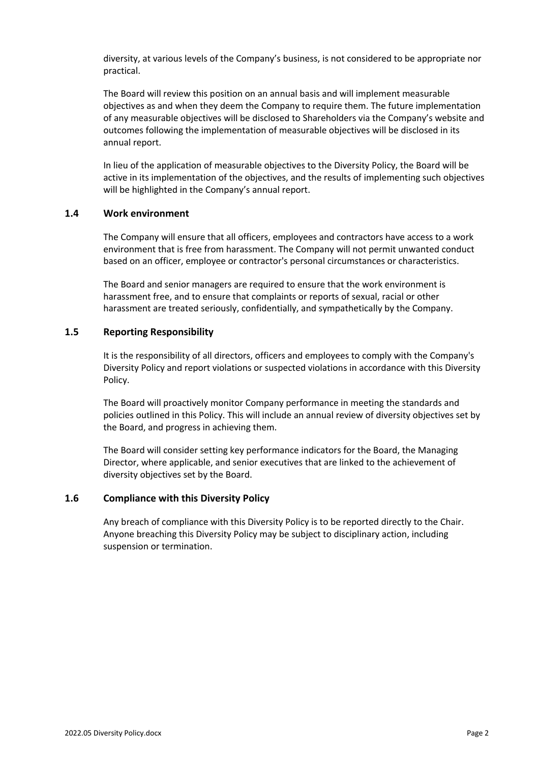diversity, at various levels of the Company's business, is not considered to be appropriate nor practical.

The Board will review this position on an annual basis and will implement measurable objectives as and when they deem the Company to require them. The future implementation of any measurable objectives will be disclosed to Shareholders via the Company's website and outcomes following the implementation of measurable objectives will be disclosed in its annual report.

In lieu of the application of measurable objectives to the Diversity Policy, the Board will be active in its implementation of the objectives, and the results of implementing such objectives will be highlighted in the Company's annual report.

### 1.4 Work environment

The Company will ensure that all officers, employees and contractors have access to a work environment that is free from harassment. The Company will not permit unwanted conduct based on an officer, employee or contractor's personal circumstances or characteristics.

The Board and senior managers are required to ensure that the work environment is harassment free, and to ensure that complaints or reports of sexual, racial or other harassment are treated seriously, confidentially, and sympathetically by the Company.

### 1.5 Reporting Responsibility

It is the responsibility of all directors, officers and employees to comply with the Company's Diversity Policy and report violations or suspected violations in accordance with this Diversity Policy.

The Board will proactively monitor Company performance in meeting the standards and policies outlined in this Policy. This will include an annual review of diversity objectives set by the Board, and progress in achieving them.

The Board will consider setting key performance indicators for the Board, the Managing Director, where applicable, and senior executives that are linked to the achievement of diversity objectives set by the Board.

### 1.6 Compliance with this Diversity Policy

Any breach of compliance with this Diversity Policy is to be reported directly to the Chair. Anyone breaching this Diversity Policy may be subject to disciplinary action, including suspension or termination.